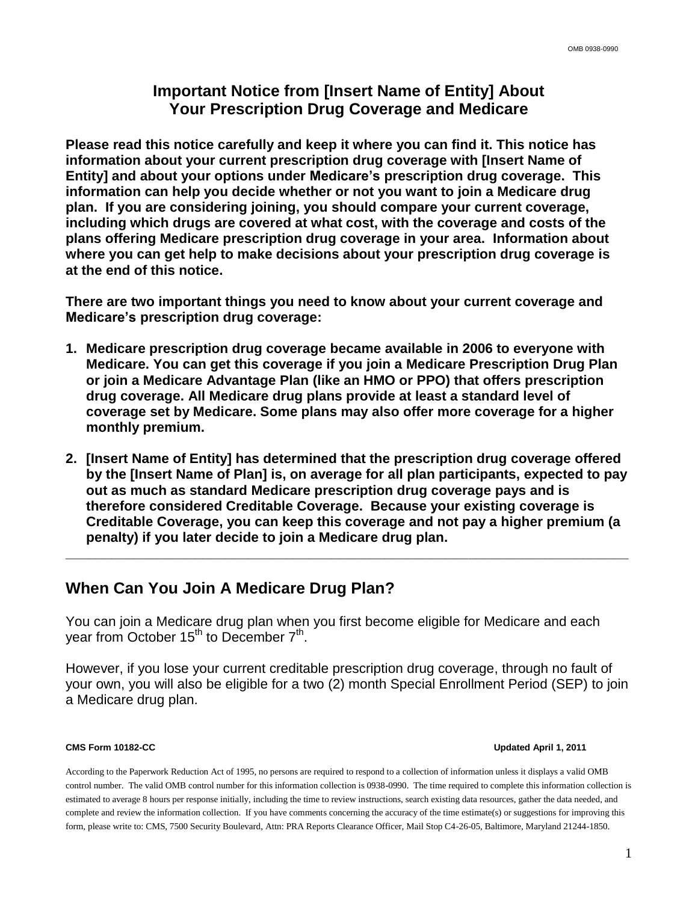# Important Notice from [Insert Name of Entity] About Your Prescription Drug Coverage and Medicare

**Please read this notice carefully and keep it where you can find it. This notice has information about your current prescription drug coverage with [Insert Name of Entity] and about your options under Medicare's prescription drug coverage. This information can help you decide whether or not you want to join a Medicare drug plan. If you are considering joining, you should compare your current coverage, including which drugs are covered at what cost, with the coverage and costs of the plans offering Medicare prescription drug coverage in your area. Information about where you can get help to make decisions about your prescription drug coverage is at the end of this notice.**

**There are two important things you need to know about your current coverage and Medicare's prescription drug coverage:**

1. **Medicare prescription drug coverage became available in 2006 to everyone with Medicare. You can get this coverage if you join a Medicare Prescription Drug Plan or join a Medicare Advantage Plan (like an HMO or PPO) that offers prescription drug coverage. All Medicare drug plans provide at least a standard level of coverage set by Medicare. Some plans may also offer more coverage for a higher monthly premium.**

2. **[Insert Name of Entity] has determined that the prescription drug coverage offered by the [Insert Name of Plan] is, on average for all plan participants, expected to pay out as much as standard Medicare prescription drug coverage pays and is therefore considered Creditable Coverage. Because your existing coverage is Creditable Coverage, you can keep this coverage and not pay a higher premium (a penalty) if you later decide to join a Medicare drug plan.**

---

## When Can You Join A Medicare Drug Plan?

You can join a Medicare drug plan when you first become eligible for Medicare and each year from October 15th to December 7th.

However, if you lose your current creditable prescription drug coverage, through no fault of your own, you will also be eligible for a two (2) month Special Enrollment Period (SEP) to join a Medicare drug plan.

**CMS Form 10182-CC** **Updated April 1, 2011**

According to the Paperwork Reduction Act of 1995, no persons are required to respond to a collection of information unless it displays a valid OMB control number. The valid OMB control number for this information collection is 0938-0990. The time required to complete this information collection is estimated to average 8 hours per response initially, including the time to review instructions, search existing data resources, gather the data needed, and complete and review the information collection. If you have comments concerning the accuracy of the time estimate(s) or suggestions for improving this form, please write to: CMS, 7500 Security Boulevard, Attn: PRA Reports Clearance Officer, Mail Stop C4-26-05, Baltimore, Maryland 21244-1850.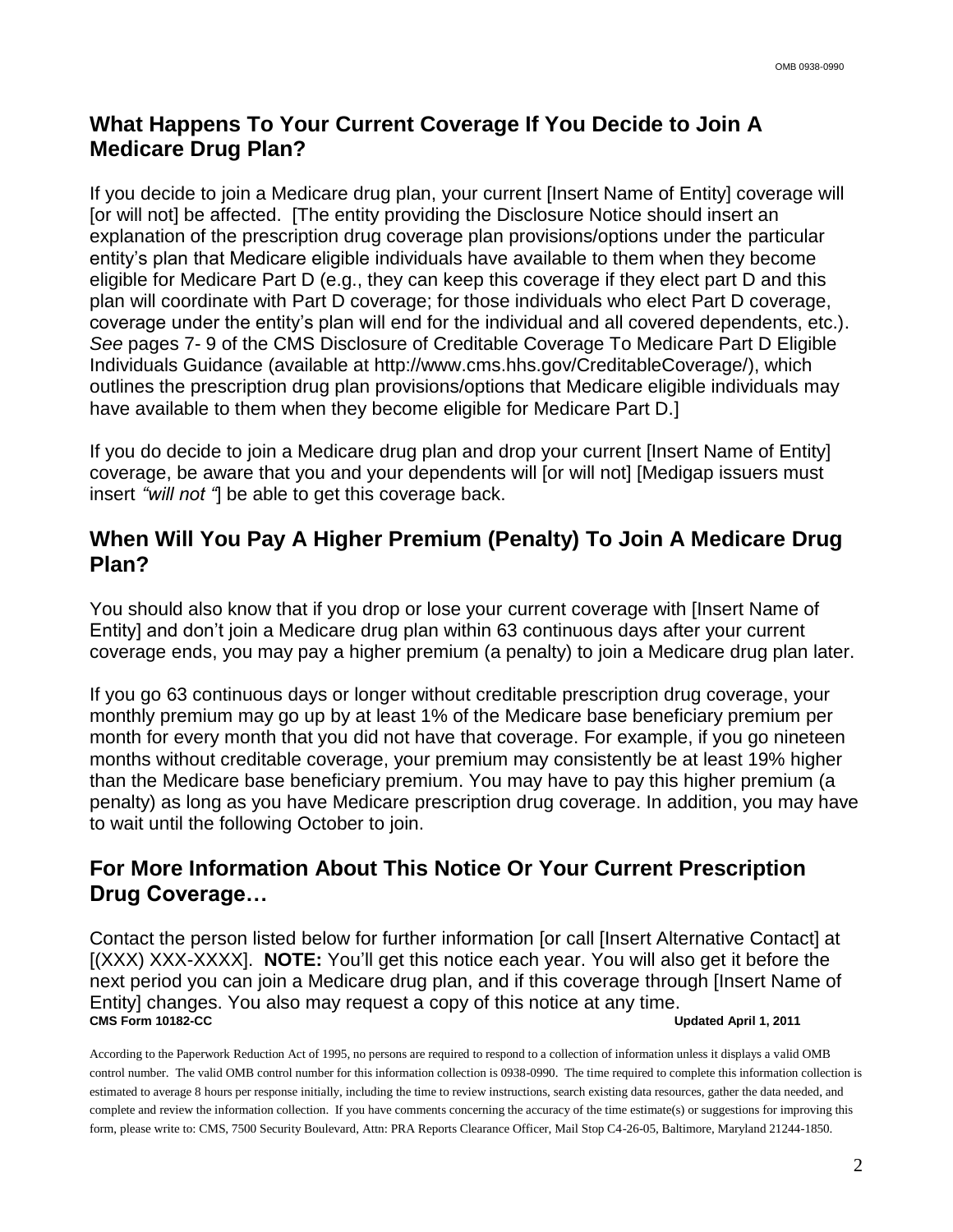## What Happens To Your Current Coverage If You Decide to Join A Medicare Drug Plan?

If you decide to join a Medicare drug plan, your current [Insert Name of Entity] coverage will [or will not] be affected. [The entity providing the Disclosure Notice should insert an explanation of the prescription drug coverage plan provisions/options under the particular entity's plan that Medicare eligible individuals have available to them when they become eligible for Medicare Part D (e.g., they can keep this coverage if they elect part D and this plan will coordinate with Part D coverage; for those individuals who elect Part D coverage, coverage under the entity's plan will end for the individual and all covered dependents, etc.). *See* pages 7- 9 of the CMS Disclosure of Creditable Coverage To Medicare Part D Eligible Individuals Guidance (available at http://www.cms.hhs.gov/CreditableCoverage/), which outlines the prescription drug plan provisions/options that Medicare eligible individuals may have available to them when they become eligible for Medicare Part D.]

If you do decide to join a Medicare drug plan and drop your current [Insert Name of Entity] coverage, be aware that you and your dependents will [or will not] [Medigap issuers must insert *"will not "*] be able to get this coverage back.

## When Will You Pay A Higher Premium (Penalty) To Join A Medicare Drug Plan?

You should also know that if you drop or lose your current coverage with [Insert Name of Entity] and don't join a Medicare drug plan within 63 continuous days after your current coverage ends, you may pay a higher premium (a penalty) to join a Medicare drug plan later.

If you go 63 continuous days or longer without creditable prescription drug coverage, your monthly premium may go up by at least 1% of the Medicare base beneficiary premium per month for every month that you did not have that coverage. For example, if you go nineteen months without creditable coverage, your premium may consistently be at least 19% higher than the Medicare base beneficiary premium. You may have to pay this higher premium (a penalty) as long as you have Medicare prescription drug coverage. In addition, you may have to wait until the following October to join.

## For More Information About This Notice Or Your Current Prescription Drug Coverage…

Contact the person listed below for further information [or call [Insert Alternative Contact] at [(XXX) XXX-XXXX]. **NOTE:** You'll get this notice each year. You will also get it before the next period you can join a Medicare drug plan, and if this coverage through [Insert Name of Entity] changes. You also may request a copy of this notice at any time.

**CMS Form 10182-CC** **Updated April 1, 2011**

According to the Paperwork Reduction Act of 1995, no persons are required to respond to a collection of information unless it displays a valid OMB control number. The valid OMB control number for this information collection is 0938-0990. The time required to complete this information collection is estimated to average 8 hours per response initially, including the time to review instructions, search existing data resources, gather the data needed, and complete and review the information collection. If you have comments concerning the accuracy of the time estimate(s) or suggestions for improving this form, please write to: CMS, 7500 Security Boulevard, Attn: PRA Reports Clearance Officer, Mail Stop C4-26-05, Baltimore, Maryland 21244-1850.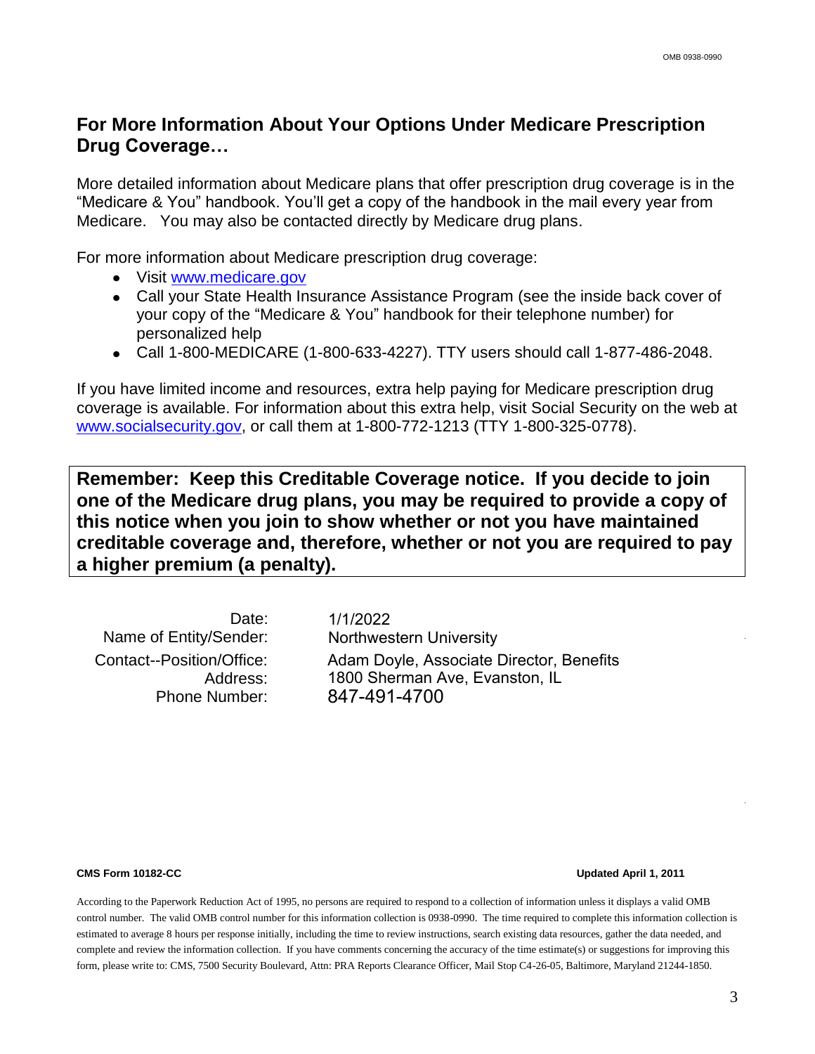OMB 0938-0990

## For More Information About Your Options Under Medicare Prescription Drug Coverage…

More detailed information about Medicare plans that offer prescription drug coverage is in the "Medicare & You" handbook. You'll get a copy of the handbook in the mail every year from Medicare. You may also be contacted directly by Medicare drug plans.

For more information about Medicare prescription drug coverage:

- Visit www.medicare.gov
- Call your State Health Insurance Assistance Program (see the inside back cover of your copy of the "Medicare & You" handbook for their telephone number) for personalized help
- Call 1-800-MEDICARE (1-800-633-4227). TTY users should call 1-877-486-2048.

If you have limited income and resources, extra help paying for Medicare prescription drug coverage is available. For information about this extra help, visit Social Security on the web at www.socialsecurity.gov, or call them at 1-800-772-1213 (TTY 1-800-325-0778).

**Remember: Keep this Creditable Coverage notice. If you decide to join one of the Medicare drug plans, you may be required to provide a copy of this notice when you join to show whether or not you have maintained creditable coverage and, therefore, whether or not you are required to pay a higher premium (a penalty).**

| | |
|---|---|
| Date: | 1/1/2022 |
| Name of Entity/Sender: | Northwestern University |
| Contact--Position/Office: | Adam Doyle, Associate Director, Benefits |
| Address: | 1800 Sherman Ave, Evanston, IL |
| Phone Number: | 847-491-4700 |

**CMS Form 10182-CC** **Updated April 1, 2011**

According to the Paperwork Reduction Act of 1995, no persons are required to respond to a collection of information unless it displays a valid OMB control number. The valid OMB control number for this information collection is 0938-0990. The time required to complete this information collection is estimated to average 8 hours per response initially, including the time to review instructions, search existing data resources, gather the data needed, and complete and review the information collection. If you have comments concerning the accuracy of the time estimate(s) or suggestions for improving this form, please write to: CMS, 7500 Security Boulevard, Attn: PRA Reports Clearance Officer, Mail Stop C4-26-05, Baltimore, Maryland 21244-1850.